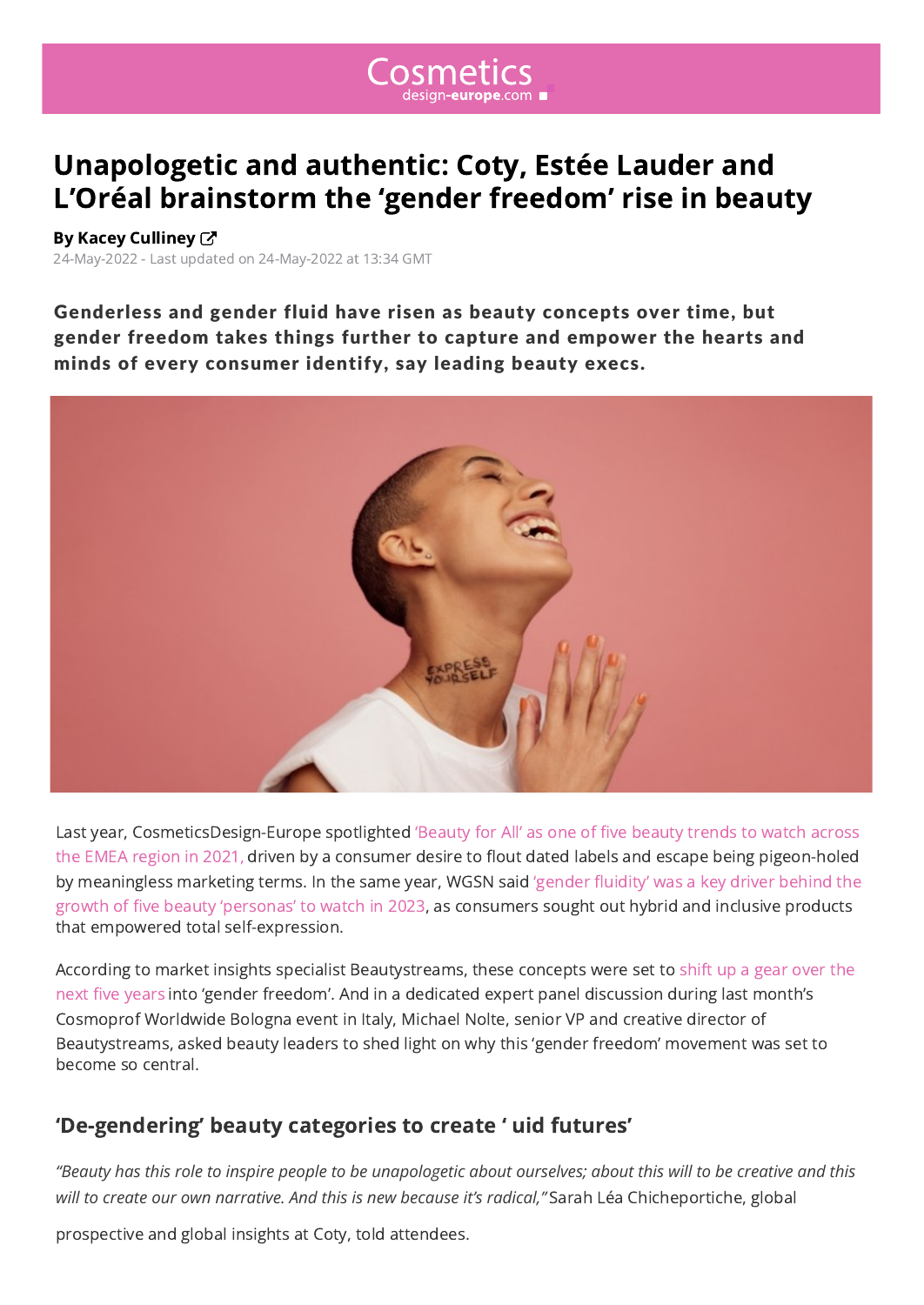# Unapologetic and authentic: Coty, Estée Lauder and L'Oréal brainstorm the 'gender freedom' rise in beauty

**By Kacey Culliney**

24-May-2022 - Last updated on 24-May-2022 at 13:34 GMT

**Genderless and gender fluid have risen as beauty concepts over time, but gender freedom takes things further to capture and empower the hearts and minds of every consumer identify, say leading beauty execs.**

Last year, CosmeticsDesign-Europe spotlighted 'Beauty for All' as one of five beauty trends to watch across the EMEA region in 2021, driven by a consumer desire to flout dated labels and escape being pigeon-holed by meaningless marketing terms. In the same year, WGSN said 'gender fluidity' was a key driver behind the growth of five beauty 'personas' to watch in 2023, as consumers sought out hybrid and inclusive products that empowered total self-expression.

According to market insights specialist Beautystreams, these concepts were set to shift up a gear over the next five years into 'gender freedom'. And in a dedicated expert panel discussion during last month's Cosmoprof Worldwide Bologna event in Italy, Michael Nolte, senior VP and creative director of Beautystreams, asked beauty leaders to shed light on why this 'gender freedom' movement was set to become so central.

## 'De-gendering' beauty categories to create ' uid futures'

*"Beauty has this role to inspire people to be unapologetic about ourselves; about this will to be creative and this will to create our own narrative. And this is new because it's radical,"* Sarah Léa Chicheportiche, global prospective and global insights at Coty, told attendees.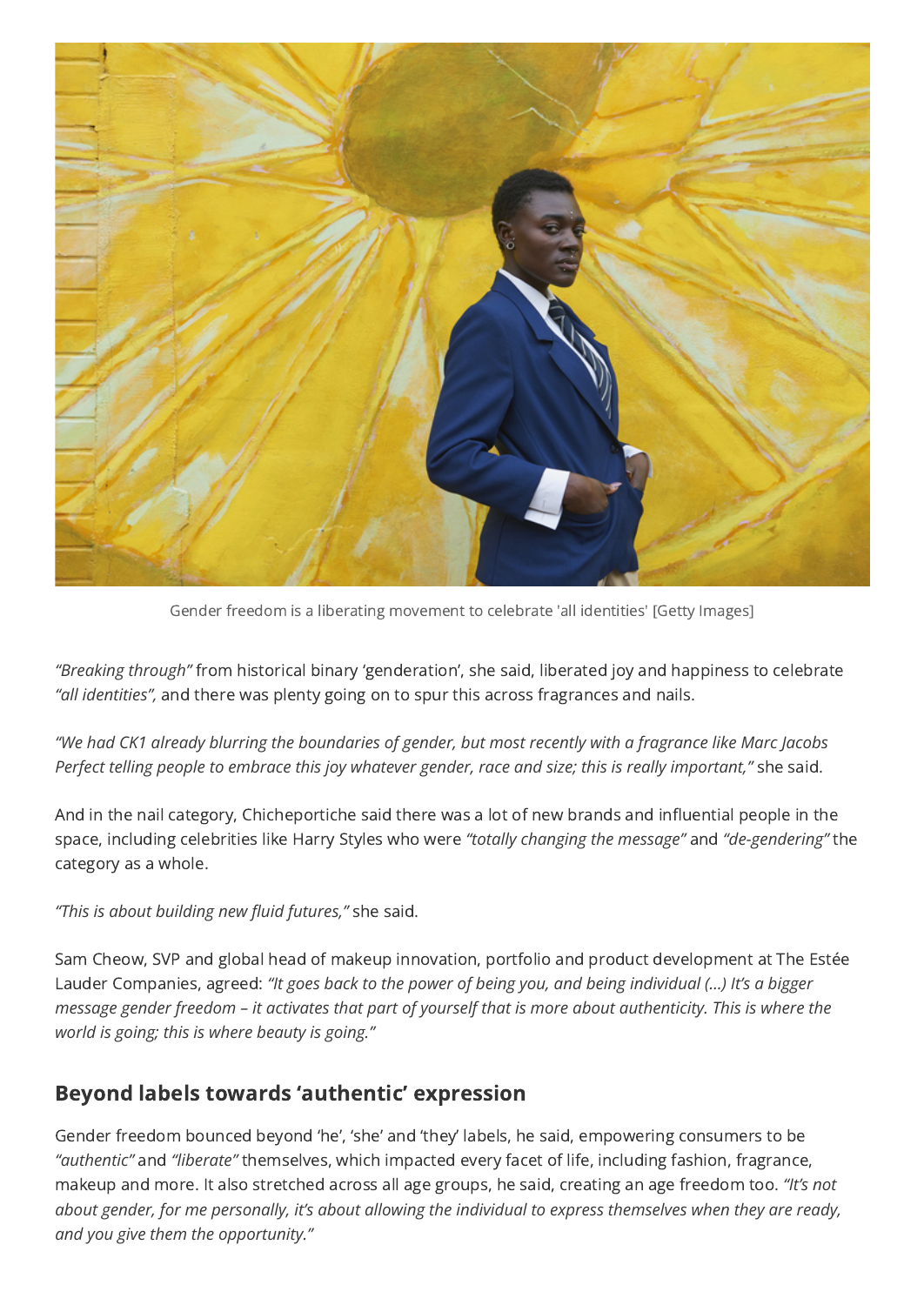Gender freedom is a liberating movement to celebrate 'all identities' [Getty Images]

*"Breaking through"* from historical binary 'genderation', she said, liberated joy and happiness to celebrate *"all identities",* and there was plenty going on to spur this across fragrances and nails.

*"We had CK1 already blurring the boundaries of gender, but most recently with a fragrance like Marc Jacobs Perfect telling people to embrace this joy whatever gender, race and size; this is really important,"* she said.

And in the nail category, Chicheportiche said there was a lot of new brands and influential people in the space, including celebrities like Harry Styles who were *"totally changing the message"* and *"de-gendering"* the category as a whole.

*"This is about building new fluid futures,"* she said.

Sam Cheow, SVP and global head of makeup innovation, portfolio and product development at The Estée Lauder Companies, agreed: *"It goes back to the power of being you, and being individual (...) It's a bigger message gender freedom – it activates that part of yourself that is more about authenticity. This is where the world is going; this is where beauty is going."*

## Beyond labels towards 'authentic' expression

Gender freedom bounced beyond 'he', 'she' and 'they' labels, he said, empowering consumers to be *"authentic"* and *"liberate"* themselves, which impacted every facet of life, including fashion, fragrance, makeup and more. It also stretched across all age groups, he said, creating an age freedom too. *"It's not about gender, for me personally, it's about allowing the individual to express themselves when they are ready, and you give them the opportunity."*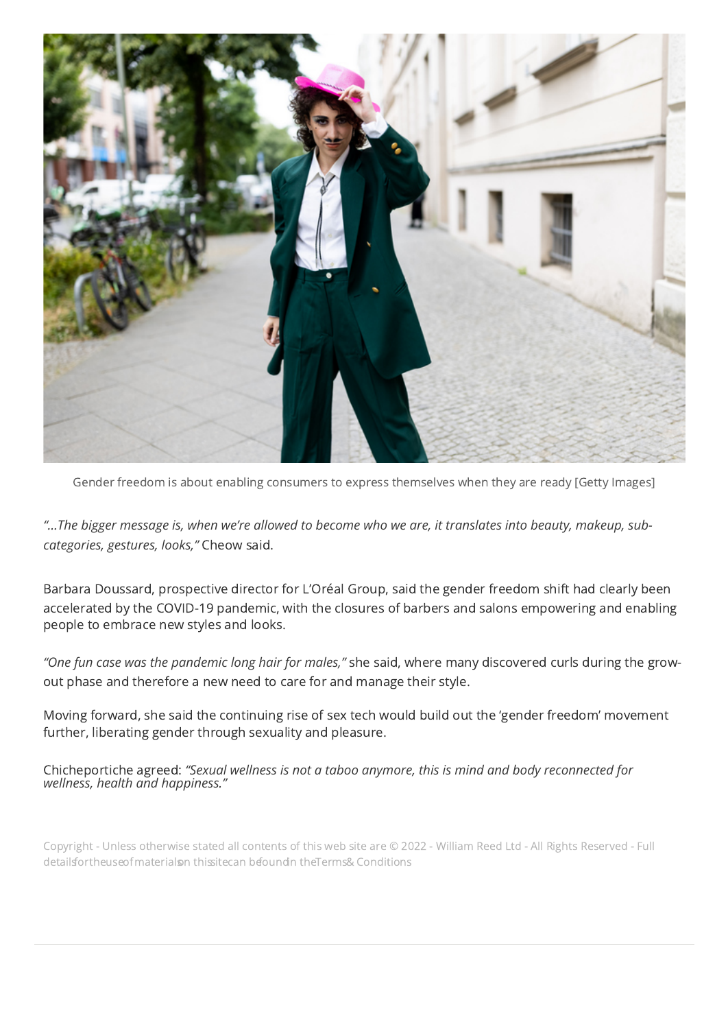Gender freedom is about enabling consumers to express themselves when they are ready [Getty Images]

*"...The bigger message is, when we're allowed to become who we are, it translates into beauty, makeup, sub-categories, gestures, looks,"* Cheow said.

Barbara Doussard, prospective director for L'Oréal Group, said the gender freedom shift had clearly been accelerated by the COVID-19 pandemic, with the closures of barbers and salons empowering and enabling people to embrace new styles and looks.

*"One fun case was the pandemic long hair for males,"* she said, where many discovered curls during the grow-out phase and therefore a new need to care for and manage their style.

Moving forward, she said the continuing rise of sex tech would build out the 'gender freedom' movement further, liberating gender through sexuality and pleasure.

Chicheportiche agreed: *"Sexual wellness is not a taboo anymore, this is mind and body reconnected for wellness, health and happiness."*

Copyright - Unless otherwise stated all contents of this web site are © 2022 - William Reed Ltd - All Rights Reserved - Full details for the use of materials on this site can be found in the Terms & Conditions